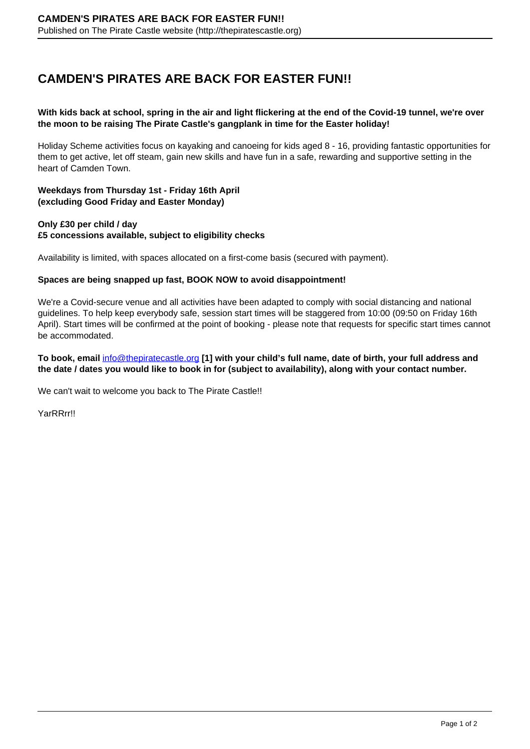# CAMDEN'S PIRATES ARE BACK FOR EASTER FUN!!

**With kids back at school, spring in the air and light flickering at the end of the Covid-19 tunnel, we're over the moon to be raising The Pirate Castle's gangplank in time for the Easter holiday!**

Holiday Scheme activities focus on kayaking and canoeing for kids aged 8 - 16, providing fantastic opportunities for them to get active, let off steam, gain new skills and have fun in a safe, rewarding and supportive setting in the heart of Camden Town.

**Weekdays from Thursday 1st - Friday 16th April**
**(excluding Good Friday and Easter Monday)**

**Only £30 per child / day**
**£5 concessions available, subject to eligibility checks**

Availability is limited, with spaces allocated on a first-come basis (secured with payment).

**Spaces are being snapped up fast, BOOK NOW to avoid disappointment!**

We're a Covid-secure venue and all activities have been adapted to comply with social distancing and national guidelines. To help keep everybody safe, session start times will be staggered from 10:00 (09:50 on Friday 16th April). Start times will be confirmed at the point of booking - please note that requests for specific start times cannot be accommodated.

**To book, email info@thepiratecastle.org [1] with your child's full name, date of birth, your full address and the date / dates you would like to book in for (subject to availability), along with your contact number.**

We can't wait to welcome you back to The Pirate Castle!!

YarRRrr!!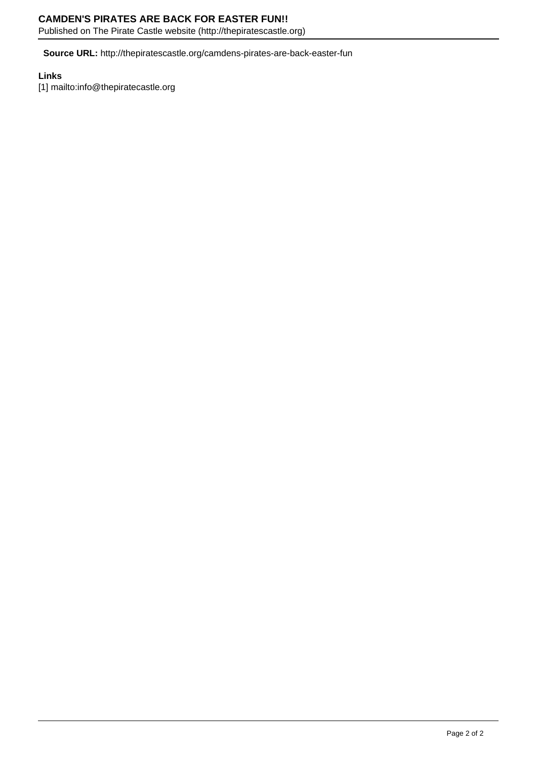**Source URL:** http://thepiratescastle.org/camdens-pirates-are-back-easter-fun

**Links**

[1] mailto:info@thepiratecastle.org